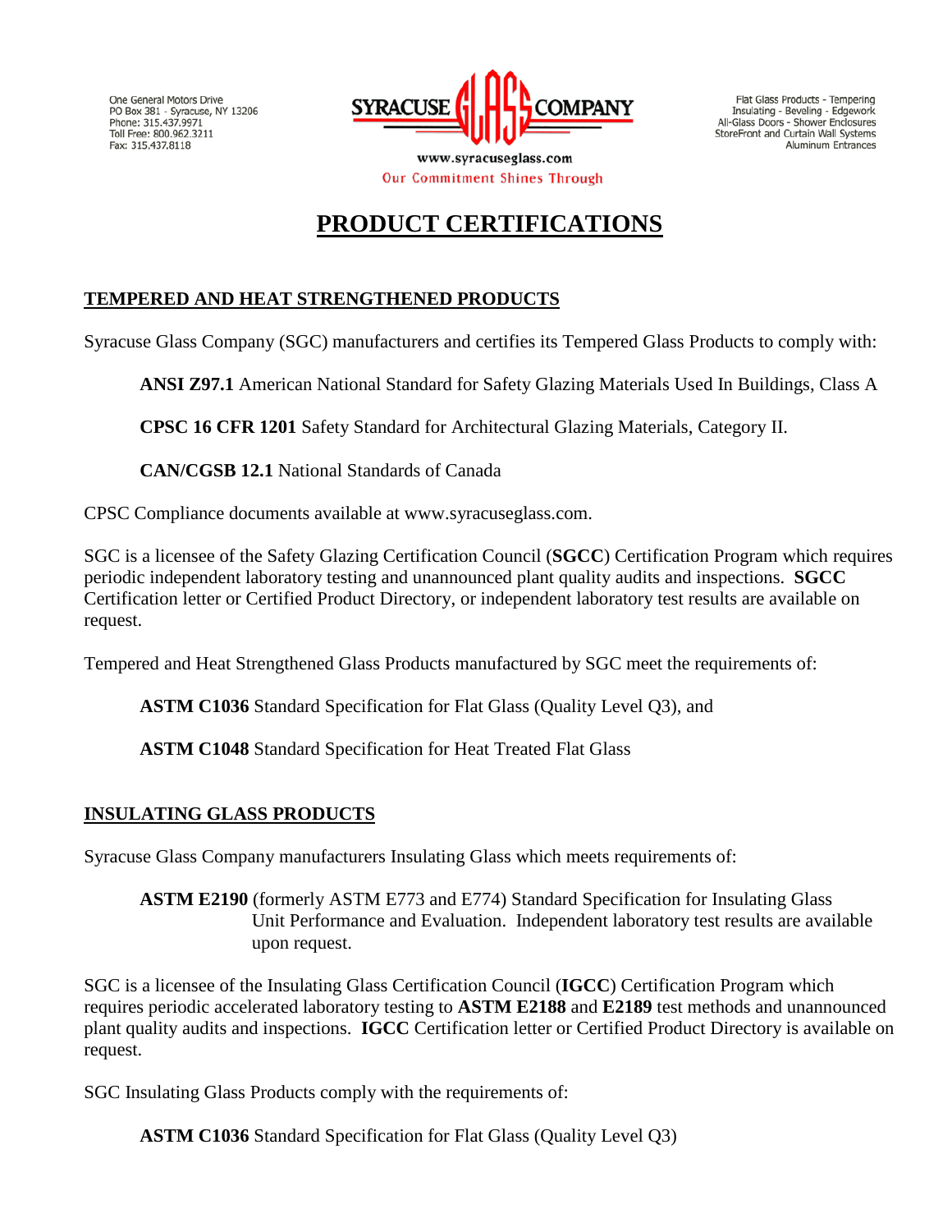One General Motors Drive
PO Box 381 - Syracuse, NY 13206
Phone: 315.437.9971
Toll Free: 800.962.3211
Fax: 315.437.8118

**SYRACUSE GLASS COMPANY**

www.syracuseglass.com

Our Commitment Shines Through

Flat Glass Products - Tempering
Insulating - Beveling - Edgework
All-Glass Doors - Shower Enclosures
StoreFront and Curtain Wall Systems
Aluminum Entrances

# PRODUCT CERTIFICATIONS

## TEMPERED AND HEAT STRENGTHENED PRODUCTS

Syracuse Glass Company (SGC) manufacturers and certifies its Tempered Glass Products to comply with:

> **ANSI Z97.1** American National Standard for Safety Glazing Materials Used In Buildings, Class A
>
> **CPSC 16 CFR 1201** Safety Standard for Architectural Glazing Materials, Category II.
>
> **CAN/CGSB 12.1** National Standards of Canada

CPSC Compliance documents available at www.syracuseglass.com.

SGC is a licensee of the Safety Glazing Certification Council (**SGCC**) Certification Program which requires periodic independent laboratory testing and unannounced plant quality audits and inspections. **SGCC** Certification letter or Certified Product Directory, or independent laboratory test results are available on request.

Tempered and Heat Strengthened Glass Products manufactured by SGC meet the requirements of:

> **ASTM C1036** Standard Specification for Flat Glass (Quality Level Q3), and
>
> **ASTM C1048** Standard Specification for Heat Treated Flat Glass

## INSULATING GLASS PRODUCTS

Syracuse Glass Company manufacturers Insulating Glass which meets requirements of:

> **ASTM E2190** (formerly ASTM E773 and E774) Standard Specification for Insulating Glass Unit Performance and Evaluation. Independent laboratory test results are available upon request.

SGC is a licensee of the Insulating Glass Certification Council (**IGCC**) Certification Program which requires periodic accelerated laboratory testing to **ASTM E2188** and **E2189** test methods and unannounced plant quality audits and inspections. **IGCC** Certification letter or Certified Product Directory is available on request.

SGC Insulating Glass Products comply with the requirements of:

> **ASTM C1036** Standard Specification for Flat Glass (Quality Level Q3)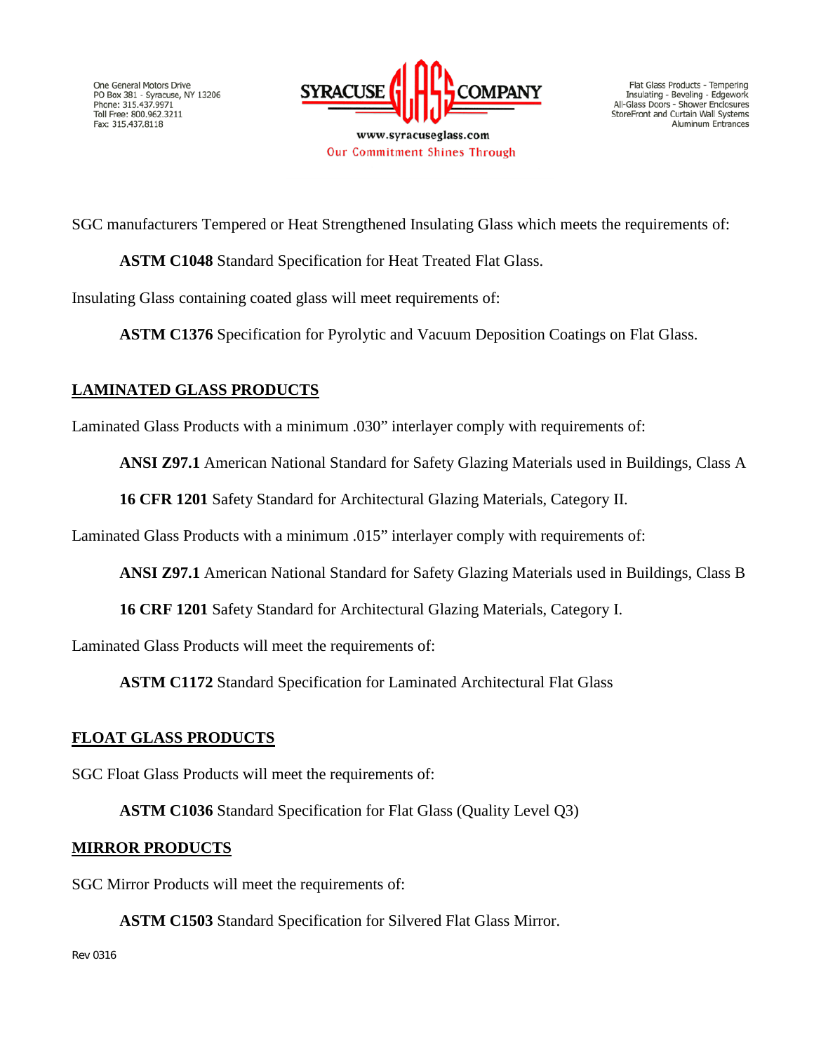SGC manufacturers Tempered or Heat Strengthened Insulating Glass which meets the requirements of:

**ASTM C1048** Standard Specification for Heat Treated Flat Glass.

Insulating Glass containing coated glass will meet requirements of:

**ASTM C1376** Specification for Pyrolytic and Vacuum Deposition Coatings on Flat Glass.

## LAMINATED GLASS PRODUCTS

Laminated Glass Products with a minimum .030" interlayer comply with requirements of:

**ANSI Z97.1** American National Standard for Safety Glazing Materials used in Buildings, Class A

**16 CFR 1201** Safety Standard for Architectural Glazing Materials, Category II.

Laminated Glass Products with a minimum .015" interlayer comply with requirements of:

**ANSI Z97.1** American National Standard for Safety Glazing Materials used in Buildings, Class B

**16 CRF 1201** Safety Standard for Architectural Glazing Materials, Category I.

Laminated Glass Products will meet the requirements of:

**ASTM C1172** Standard Specification for Laminated Architectural Flat Glass

## FLOAT GLASS PRODUCTS

SGC Float Glass Products will meet the requirements of:

**ASTM C1036** Standard Specification for Flat Glass (Quality Level Q3)

## MIRROR PRODUCTS

SGC Mirror Products will meet the requirements of:

**ASTM C1503** Standard Specification for Silvered Flat Glass Mirror.

Rev 0316